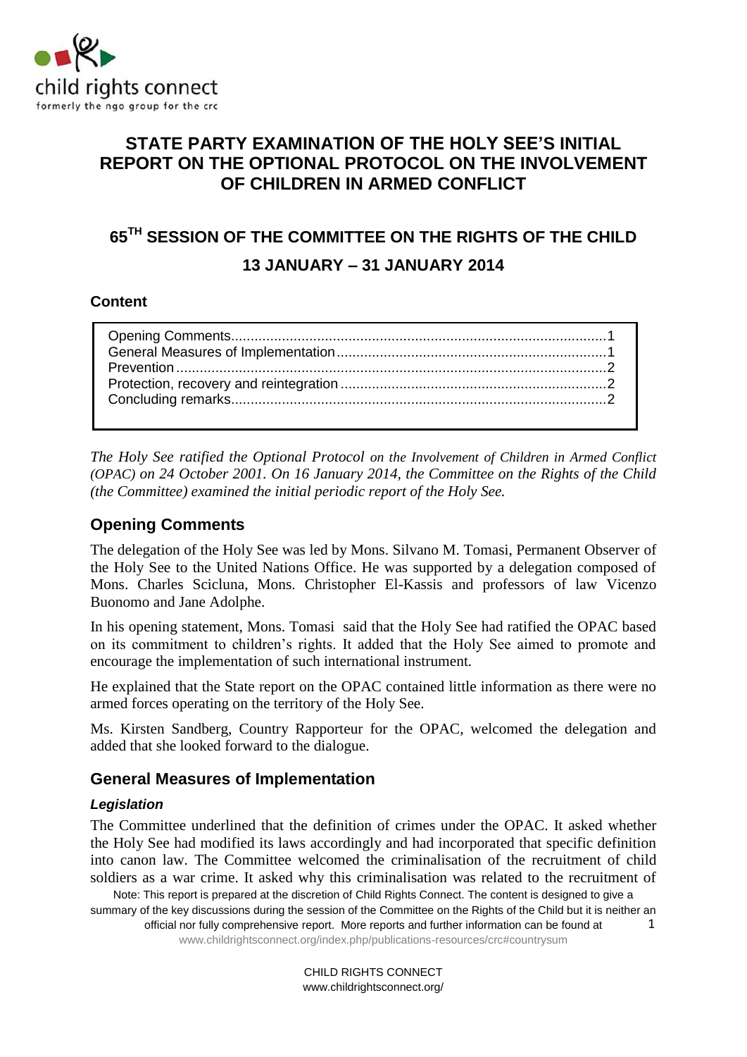child rights connect
formerly the ngo group for the crc

# STATE PARTY EXAMINATION OF THE HOLY SEE'S INITIAL REPORT ON THE OPTIONAL PROTOCOL ON THE INVOLVEMENT OF CHILDREN IN ARMED CONFLICT

## 65TH SESSION OF THE COMMITTEE ON THE RIGHTS OF THE CHILD

## 13 JANUARY – 31 JANUARY 2014

**Content**

| | |
|---|---|
| Opening Comments | 1 |
| General Measures of Implementation | 1 |
| Prevention | 2 |
| Protection, recovery and reintegration | 2 |
| Concluding remarks | 2 |

*The Holy See ratified the Optional Protocol on the Involvement of Children in Armed Conflict (OPAC) on 24 October 2001. On 16 January 2014, the Committee on the Rights of the Child (the Committee) examined the initial periodic report of the Holy See.*

## Opening Comments

The delegation of the Holy See was led by Mons. Silvano M. Tomasi, Permanent Observer of the Holy See to the United Nations Office. He was supported by a delegation composed of Mons. Charles Scicluna, Mons. Christopher El-Kassis and professors of law Vicenzo Buonomo and Jane Adolphe.

In his opening statement, Mons. Tomasi said that the Holy See had ratified the OPAC based on its commitment to children's rights. It added that the Holy See aimed to promote and encourage the implementation of such international instrument.

He explained that the State report on the OPAC contained little information as there were no armed forces operating on the territory of the Holy See.

Ms. Kirsten Sandberg, Country Rapporteur for the OPAC, welcomed the delegation and added that she looked forward to the dialogue.

## General Measures of Implementation

### *Legislation*

The Committee underlined that the definition of crimes under the OPAC. It asked whether the Holy See had modified its laws accordingly and had incorporated that specific definition into canon law. The Committee welcomed the criminalisation of the recruitment of child soldiers as a war crime. It asked why this criminalisation was related to the recruitment of

Note: This report is prepared at the discretion of Child Rights Connect. The content is designed to give a summary of the key discussions during the session of the Committee on the Rights of the Child but it is neither an official nor fully comprehensive report. More reports and further information can be found at www.childrightsconnect.org/index.php/publications-resources/crc#countrysum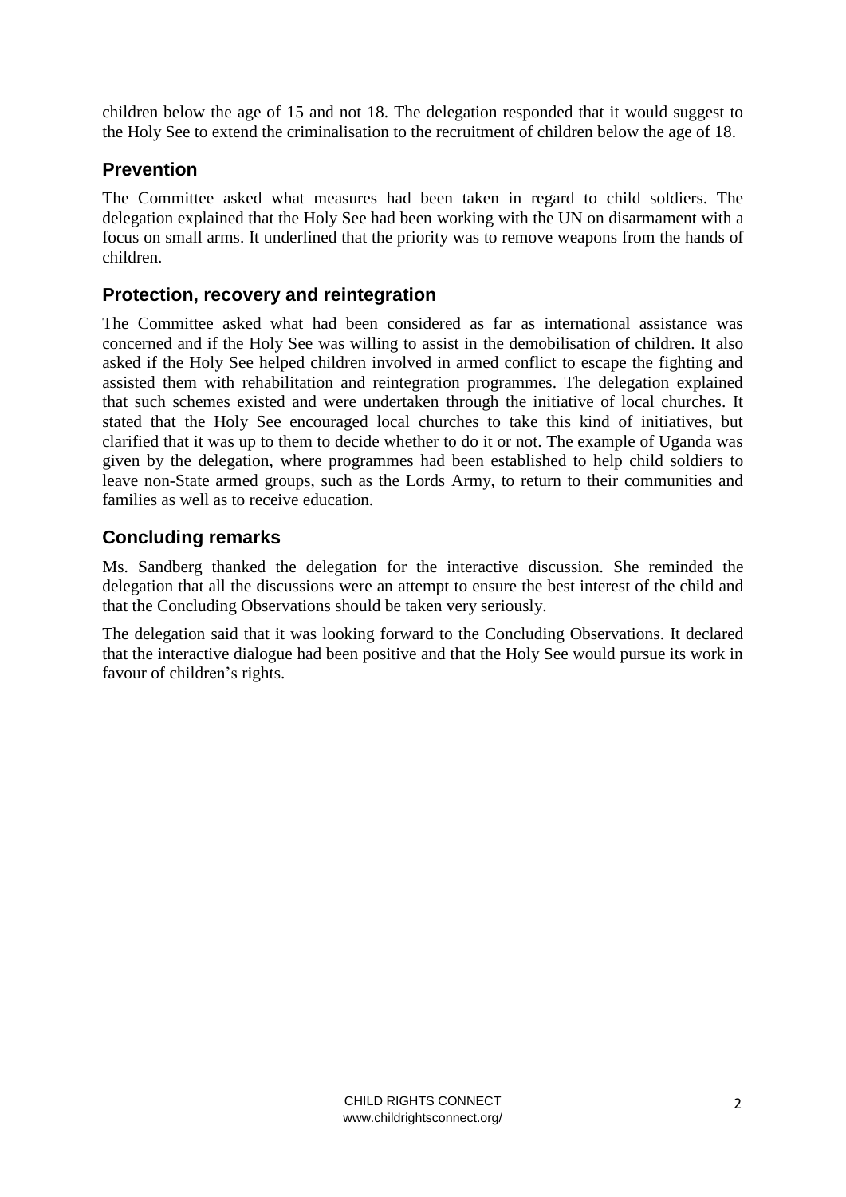children below the age of 15 and not 18. The delegation responded that it would suggest to the Holy See to extend the criminalisation to the recruitment of children below the age of 18.

## Prevention

The Committee asked what measures had been taken in regard to child soldiers. The delegation explained that the Holy See had been working with the UN on disarmament with a focus on small arms. It underlined that the priority was to remove weapons from the hands of children.

## Protection, recovery and reintegration

The Committee asked what had been considered as far as international assistance was concerned and if the Holy See was willing to assist in the demobilisation of children. It also asked if the Holy See helped children involved in armed conflict to escape the fighting and assisted them with rehabilitation and reintegration programmes. The delegation explained that such schemes existed and were undertaken through the initiative of local churches. It stated that the Holy See encouraged local churches to take this kind of initiatives, but clarified that it was up to them to decide whether to do it or not. The example of Uganda was given by the delegation, where programmes had been established to help child soldiers to leave non-State armed groups, such as the Lords Army, to return to their communities and families as well as to receive education.

## Concluding remarks

Ms. Sandberg thanked the delegation for the interactive discussion. She reminded the delegation that all the discussions were an attempt to ensure the best interest of the child and that the Concluding Observations should be taken very seriously.

The delegation said that it was looking forward to the Concluding Observations. It declared that the interactive dialogue had been positive and that the Holy See would pursue its work in favour of children's rights.